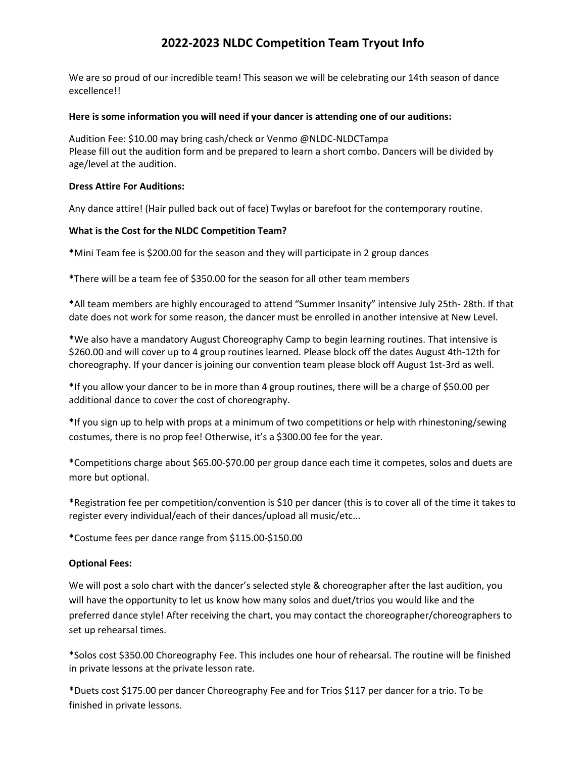# 2022-2023 NLDC Competition Team Tryout Info

We are so proud of our incredible team! This season we will be celebrating our 14th season of dance excellence!!

**Here is some information you will need if your dancer is attending one of our auditions:**

Audition Fee: $10.00 may bring cash/check or Venmo @NLDC-NLDCTampa
Please fill out the audition form and be prepared to learn a short combo. Dancers will be divided by age/level at the audition.

**Dress Attire For Auditions:**

Any dance attire! (Hair pulled back out of face) Twylas or barefoot for the contemporary routine.

**What is the Cost for the NLDC Competition Team?**

**\***Mini Team fee is $200.00 for the season and they will participate in 2 group dances

**\***There will be a team fee of $350.00 for the season for all other team members

**\***All team members are highly encouraged to attend "Summer Insanity" intensive July 25th- 28th. If that date does not work for some reason, the dancer must be enrolled in another intensive at New Level.

**\***We also have a mandatory August Choreography Camp to begin learning routines. That intensive is $260.00 and will cover up to 4 group routines learned. Please block off the dates August 4th-12th for choreography. If your dancer is joining our convention team please block off August 1st-3rd as well.

**\***If you allow your dancer to be in more than 4 group routines, there will be a charge of $50.00 per additional dance to cover the cost of choreography.

**\***If you sign up to help with props at a minimum of two competitions or help with rhinestoning/sewing costumes, there is no prop fee! Otherwise, it's a $300.00 fee for the year.

**\***Competitions charge about $65.00-$70.00 per group dance each time it competes, solos and duets are more but optional.

**\***Registration fee per competition/convention is $10 per dancer (this is to cover all of the time it takes to register every individual/each of their dances/upload all music/etc...

**\***Costume fees per dance range from $115.00-$150.00

**Optional Fees:**

We will post a solo chart with the dancer's selected style & choreographer after the last audition, you will have the opportunity to let us know how many solos and duet/trios you would like and the preferred dance style! After receiving the chart, you may contact the choreographer/choreographers to set up rehearsal times.

\*Solos cost $350.00 Choreography Fee. This includes one hour of rehearsal. The routine will be finished in private lessons at the private lesson rate.

**\***Duets cost $175.00 per dancer Choreography Fee and for Trios $117 per dancer for a trio. To be finished in private lessons.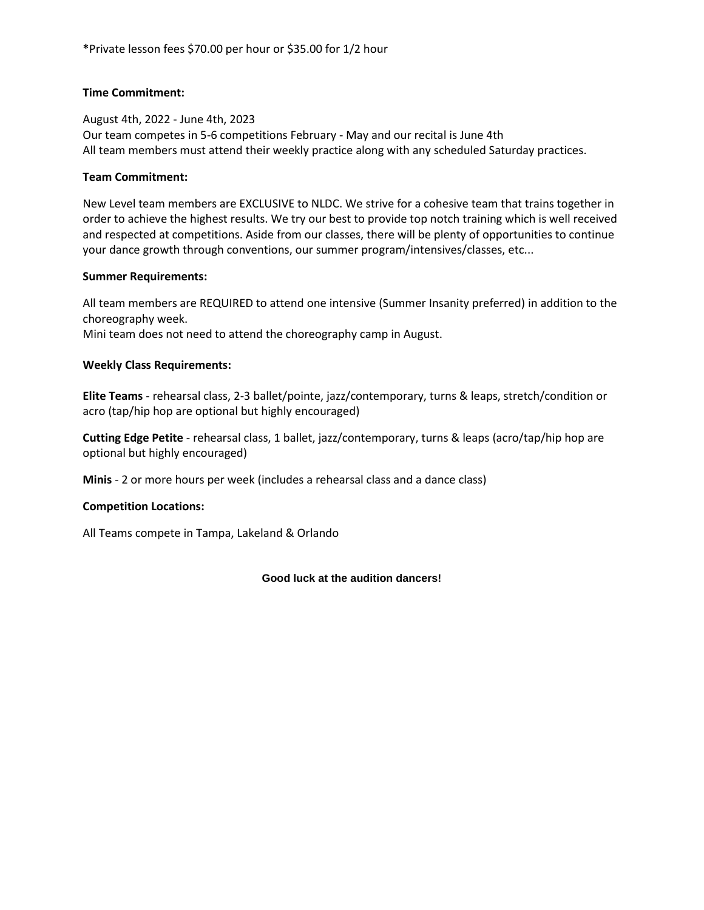***Private lesson fees $70.00 per hour or $35.00 for 1/2 hour**

**Time Commitment:**

August 4th, 2022 - June 4th, 2023
Our team competes in 5-6 competitions February - May and our recital is June 4th
All team members must attend their weekly practice along with any scheduled Saturday practices.

**Team Commitment:**

New Level team members are EXCLUSIVE to NLDC. We strive for a cohesive team that trains together in order to achieve the highest results. We try our best to provide top notch training which is well received and respected at competitions. Aside from our classes, there will be plenty of opportunities to continue your dance growth through conventions, our summer program/intensives/classes, etc...

**Summer Requirements:**

All team members are REQUIRED to attend one intensive (Summer Insanity preferred) in addition to the choreography week.
Mini team does not need to attend the choreography camp in August.

**Weekly Class Requirements:**

**Elite Teams** - rehearsal class, 2-3 ballet/pointe, jazz/contemporary, turns & leaps, stretch/condition or acro (tap/hip hop are optional but highly encouraged)

**Cutting Edge Petite** - rehearsal class, 1 ballet, jazz/contemporary, turns & leaps (acro/tap/hip hop are optional but highly encouraged)

**Minis** - 2 or more hours per week (includes a rehearsal class and a dance class)

**Competition Locations:**

All Teams compete in Tampa, Lakeland & Orlando

**Good luck at the audition dancers!**